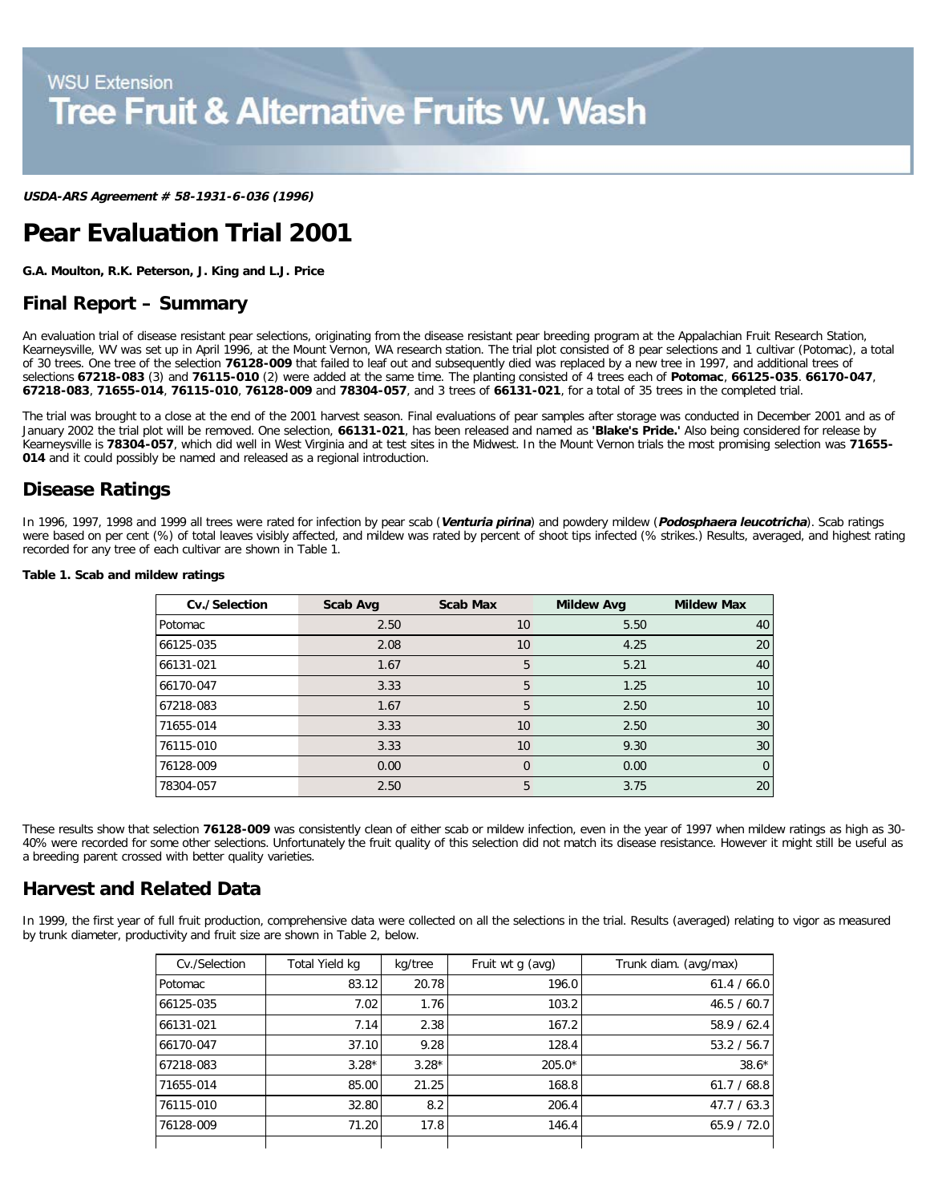WSU Extension

# Tree Fruit & Alternative Fruits W. Wash

***USDA-ARS Agreement # 58-1931-6-036 (1996)***

# Pear Evaluation Trial 2001

**G.A. Moulton, R.K. Peterson, J. King and L.J. Price**

## Final Report – Summary

An evaluation trial of disease resistant pear selections, originating from the disease resistant pear breeding program at the Appalachian Fruit Research Station, Kearneysville, WV was set up in April 1996, at the Mount Vernon, WA research station. The trial plot consisted of 8 pear selections and 1 cultivar (Potomac), a total of 30 trees. One tree of the selection **76128-009** that failed to leaf out and subsequently died was replaced by a new tree in 1997, and additional trees of selections **67218-083** (3) and **76115-010** (2) were added at the same time. The planting consisted of 4 trees each of **Potomac**, **66125-035**. **66170-047**, **67218-083**, **71655-014**, **76115-010**, **76128-009** and **78304-057**, and 3 trees of **66131-021**, for a total of 35 trees in the completed trial.

The trial was brought to a close at the end of the 2001 harvest season. Final evaluations of pear samples after storage was conducted in December 2001 and as of January 2002 the trial plot will be removed. One selection, **66131-021**, has been released and named as **'Blake's Pride.'** Also being considered for release by Kearneysville is **78304-057**, which did well in West Virginia and at test sites in the Midwest. In the Mount Vernon trials the most promising selection was **71655-014** and it could possibly be named and released as a regional introduction.

## Disease Ratings

In 1996, 1997, 1998 and 1999 all trees were rated for infection by pear scab (***Venturia pirina***) and powdery mildew (***Podosphaera leucotricha***). Scab ratings were based on per cent (%) of total leaves visibly affected, and mildew was rated by percent of shoot tips infected (% strikes.) Results, averaged, and highest rating recorded for any tree of each cultivar are shown in Table 1.

**Table 1. Scab and mildew ratings**

| Cv./Selection | Scab Avg | Scab Max | Mildew Avg | Mildew Max |
|---|---|---|---|---|
| Potomac | 2.50 | 10 | 5.50 | 40 |
| 66125-035 | 2.08 | 10 | 4.25 | 20 |
| 66131-021 | 1.67 | 5 | 5.21 | 40 |
| 66170-047 | 3.33 | 5 | 1.25 | 10 |
| 67218-083 | 1.67 | 5 | 2.50 | 10 |
| 71655-014 | 3.33 | 10 | 2.50 | 30 |
| 76115-010 | 3.33 | 10 | 9.30 | 30 |
| 76128-009 | 0.00 | 0 | 0.00 | 0 |
| 78304-057 | 2.50 | 5 | 3.75 | 20 |

These results show that selection **76128-009** was consistently clean of either scab or mildew infection, even in the year of 1997 when mildew ratings as high as 30-40% were recorded for some other selections. Unfortunately the fruit quality of this selection did not match its disease resistance. However it might still be useful as a breeding parent crossed with better quality varieties.

## Harvest and Related Data

In 1999, the first year of full fruit production, comprehensive data were collected on all the selections in the trial. Results (averaged) relating to vigor as measured by trunk diameter, productivity and fruit size are shown in Table 2, below.

| Cv./Selection | Total Yield kg | kg/tree | Fruit wt g (avg) | Trunk diam. (avg/max) |
|---|---|---|---|---|
| Potomac | 83.12 | 20.78 | 196.0 | 61.4 / 66.0 |
| 66125-035 | 7.02 | 1.76 | 103.2 | 46.5 / 60.7 |
| 66131-021 | 7.14 | 2.38 | 167.2 | 58.9 / 62.4 |
| 66170-047 | 37.10 | 9.28 | 128.4 | 53.2 / 56.7 |
| 67218-083 | 3.28* | 3.28* | 205.0* | 38.6* |
| 71655-014 | 85.00 | 21.25 | 168.8 | 61.7 / 68.8 |
| 76115-010 | 32.80 | 8.2 | 206.4 | 47.7 / 63.3 |
| 76128-009 | 71.20 | 17.8 | 146.4 | 65.9 / 72.0 |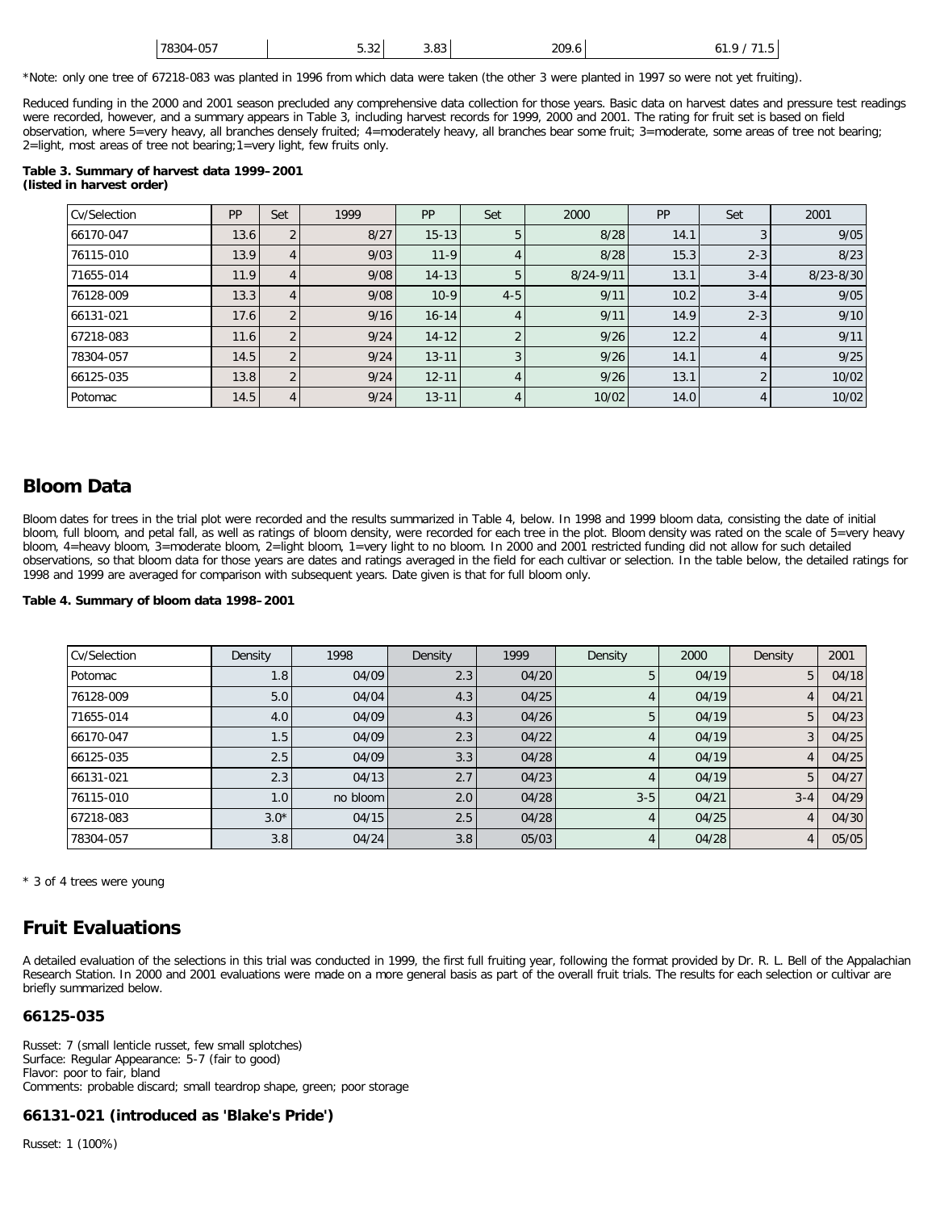| 78304-057 | | 5.32 | 3.83 | 209.6 | 61.9 / 71.5 |
|---|---|---|---|---|---|

*Note: only one tree of 67218-083 was planted in 1996 from which data were taken (the other 3 were planted in 1997 so were not yet fruiting).

Reduced funding in the 2000 and 2001 season precluded any comprehensive data collection for those years. Basic data on harvest dates and pressure test readings were recorded, however, and a summary appears in Table 3, including harvest records for 1999, 2000 and 2001. The rating for fruit set is based on field observation, where 5=very heavy, all branches densely fruited; 4=moderately heavy, all branches bear some fruit; 3=moderate, some areas of tree not bearing; 2=light, most areas of tree not bearing;1=very light, few fruits only.

**Table 3. Summary of harvest data 1999–2001**
**(listed in harvest order)**

| Cv/Selection | PP | Set | 1999 | PP | Set | 2000 | PP | Set | 2001 |
|---|---|---|---|---|---|---|---|---|---|
| 66170-047 | 13.6 | 2 | 8/27 | 15-13 | 5 | 8/28 | 14.1 | 3 | 9/05 |
| 76115-010 | 13.9 | 4 | 9/03 | 11-9 | 4 | 8/28 | 15.3 | 2-3 | 8/23 |
| 71655-014 | 11.9 | 4 | 9/08 | 14-13 | 5 | 8/24-9/11 | 13.1 | 3-4 | 8/23-8/30 |
| 76128-009 | 13.3 | 4 | 9/08 | 10-9 | 4-5 | 9/11 | 10.2 | 3-4 | 9/05 |
| 66131-021 | 17.6 | 2 | 9/16 | 16-14 | 4 | 9/11 | 14.9 | 2-3 | 9/10 |
| 67218-083 | 11.6 | 2 | 9/24 | 14-12 | 2 | 9/26 | 12.2 | 4 | 9/11 |
| 78304-057 | 14.5 | 2 | 9/24 | 13-11 | 3 | 9/26 | 14.1 | 4 | 9/25 |
| 66125-035 | 13.8 | 2 | 9/24 | 12-11 | 4 | 9/26 | 13.1 | 2 | 10/02 |
| Potomac | 14.5 | 4 | 9/24 | 13-11 | 4 | 10/02 | 14.0 | 4 | 10/02 |

## Bloom Data

Bloom dates for trees in the trial plot were recorded and the results summarized in Table 4, below. In 1998 and 1999 bloom data, consisting the date of initial bloom, full bloom, and petal fall, as well as ratings of bloom density, were recorded for each tree in the plot. Bloom density was rated on the scale of 5=very heavy bloom, 4=heavy bloom, 3=moderate bloom, 2=light bloom, 1=very light to no bloom. In 2000 and 2001 restricted funding did not allow for such detailed observations, so that bloom data for those years are dates and ratings averaged in the field for each cultivar or selection. In the table below, the detailed ratings for 1998 and 1999 are averaged for comparison with subsequent years. Date given is that for full bloom only.

**Table 4. Summary of bloom data 1998–2001**

| Cv/Selection | Density | 1998 | Density | 1999 | Density | 2000 | Density | 2001 |
|---|---|---|---|---|---|---|---|---|
| Potomac | 1.8 | 04/09 | 2.3 | 04/20 | 5 | 04/19 | 5 | 04/18 |
| 76128-009 | 5.0 | 04/04 | 4.3 | 04/25 | 4 | 04/19 | 4 | 04/21 |
| 71655-014 | 4.0 | 04/09 | 4.3 | 04/26 | 5 | 04/19 | 5 | 04/23 |
| 66170-047 | 1.5 | 04/09 | 2.3 | 04/22 | 4 | 04/19 | 3 | 04/25 |
| 66125-035 | 2.5 | 04/09 | 3.3 | 04/28 | 4 | 04/19 | 4 | 04/25 |
| 66131-021 | 2.3 | 04/13 | 2.7 | 04/23 | 4 | 04/19 | 5 | 04/27 |
| 76115-010 | 1.0 | no bloom | 2.0 | 04/28 | 3-5 | 04/21 | 3-4 | 04/29 |
| 67218-083 | 3.0* | 04/15 | 2.5 | 04/28 | 4 | 04/25 | 4 | 04/30 |
| 78304-057 | 3.8 | 04/24 | 3.8 | 05/03 | 4 | 04/28 | 4 | 05/05 |

* 3 of 4 trees were young

## Fruit Evaluations

A detailed evaluation of the selections in this trial was conducted in 1999, the first full fruiting year, following the format provided by Dr. R. L. Bell of the Appalachian Research Station. In 2000 and 2001 evaluations were made on a more general basis as part of the overall fruit trials. The results for each selection or cultivar are briefly summarized below.

### 66125-035

Russet: 7 (small lenticle russet, few small splotches)
Surface: Regular Appearance: 5-7 (fair to good)
Flavor: poor to fair, bland
Comments: probable discard; small teardrop shape, green; poor storage

### 66131-021 (introduced as 'Blake's Pride')

Russet: 1 (100%)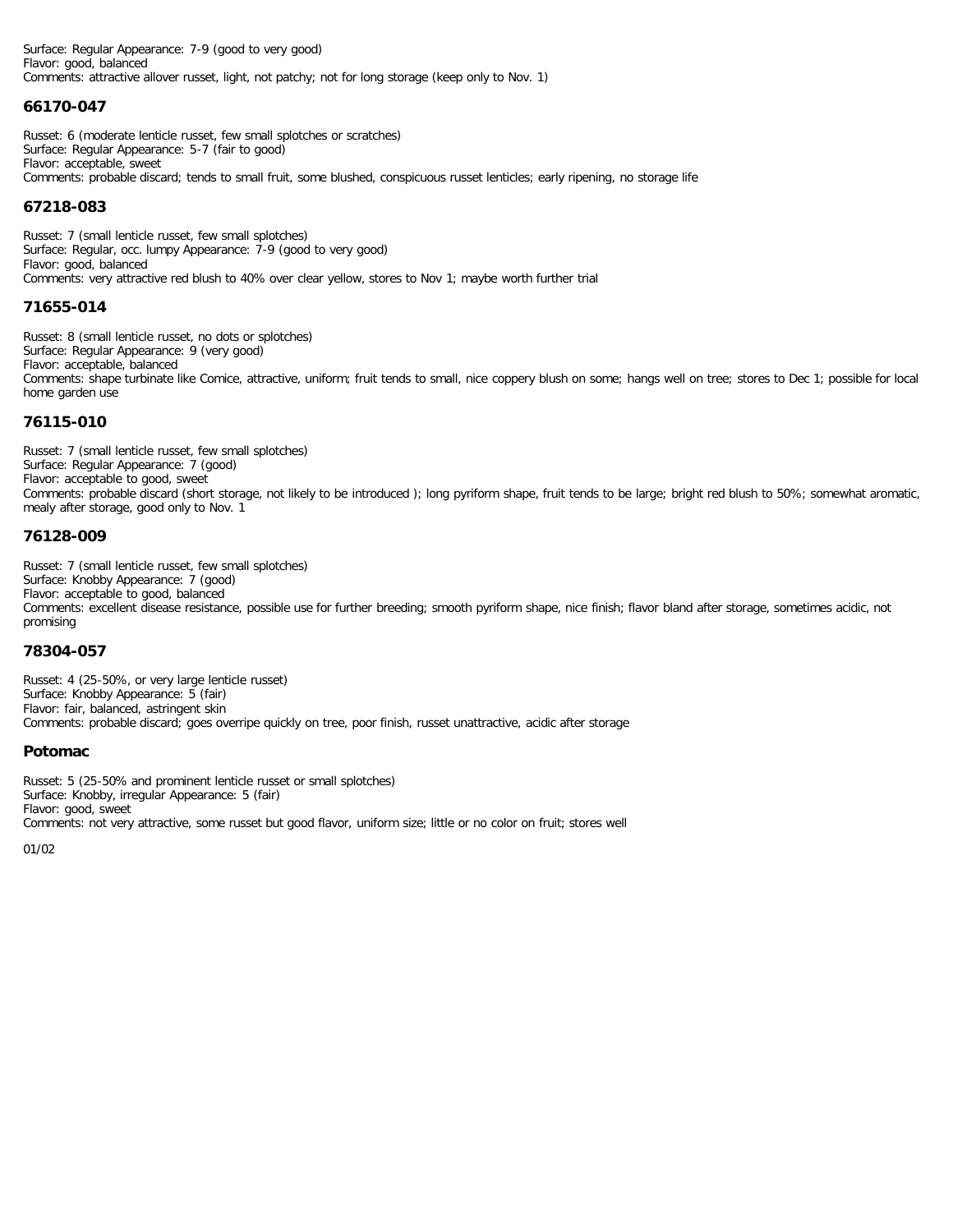Surface: Regular Appearance: 7-9 (good to very good)
Flavor: good, balanced
Comments: attractive allover russet, light, not patchy; not for long storage (keep only to Nov. 1)

### 66170-047

Russet: 6 (moderate lenticle russet, few small splotches or scratches)
Surface: Regular Appearance: 5-7 (fair to good)
Flavor: acceptable, sweet
Comments: probable discard; tends to small fruit, some blushed, conspicuous russet lenticles; early ripening, no storage life

### 67218-083

Russet: 7 (small lenticle russet, few small splotches)
Surface: Regular, occ. lumpy Appearance: 7-9 (good to very good)
Flavor: good, balanced
Comments: very attractive red blush to 40% over clear yellow, stores to Nov 1; maybe worth further trial

### 71655-014

Russet: 8 (small lenticle russet, no dots or splotches)
Surface: Regular Appearance: 9 (very good)
Flavor: acceptable, balanced
Comments: shape turbinate like Comice, attractive, uniform; fruit tends to small, nice coppery blush on some; hangs well on tree; stores to Dec 1; possible for local home garden use

### 76115-010

Russet: 7 (small lenticle russet, few small splotches)
Surface: Regular Appearance: 7 (good)
Flavor: acceptable to good, sweet
Comments: probable discard (short storage, not likely to be introduced ); long pyriform shape, fruit tends to be large; bright red blush to 50%; somewhat aromatic, mealy after storage, good only to Nov. 1

### 76128-009

Russet: 7 (small lenticle russet, few small splotches)
Surface: Knobby Appearance: 7 (good)
Flavor: acceptable to good, balanced
Comments: excellent disease resistance, possible use for further breeding; smooth pyriform shape, nice finish; flavor bland after storage, sometimes acidic, not promising

### 78304-057

Russet: 4 (25-50%, or very large lenticle russet)
Surface: Knobby Appearance: 5 (fair)
Flavor: fair, balanced, astringent skin
Comments: probable discard; goes overripe quickly on tree, poor finish, russet unattractive, acidic after storage

### Potomac

Russet: 5 (25-50% and prominent lenticle russet or small splotches)
Surface: Knobby, irregular Appearance: 5 (fair)
Flavor: good, sweet
Comments: not very attractive, some russet but good flavor, uniform size; little or no color on fruit; stores well

01/02